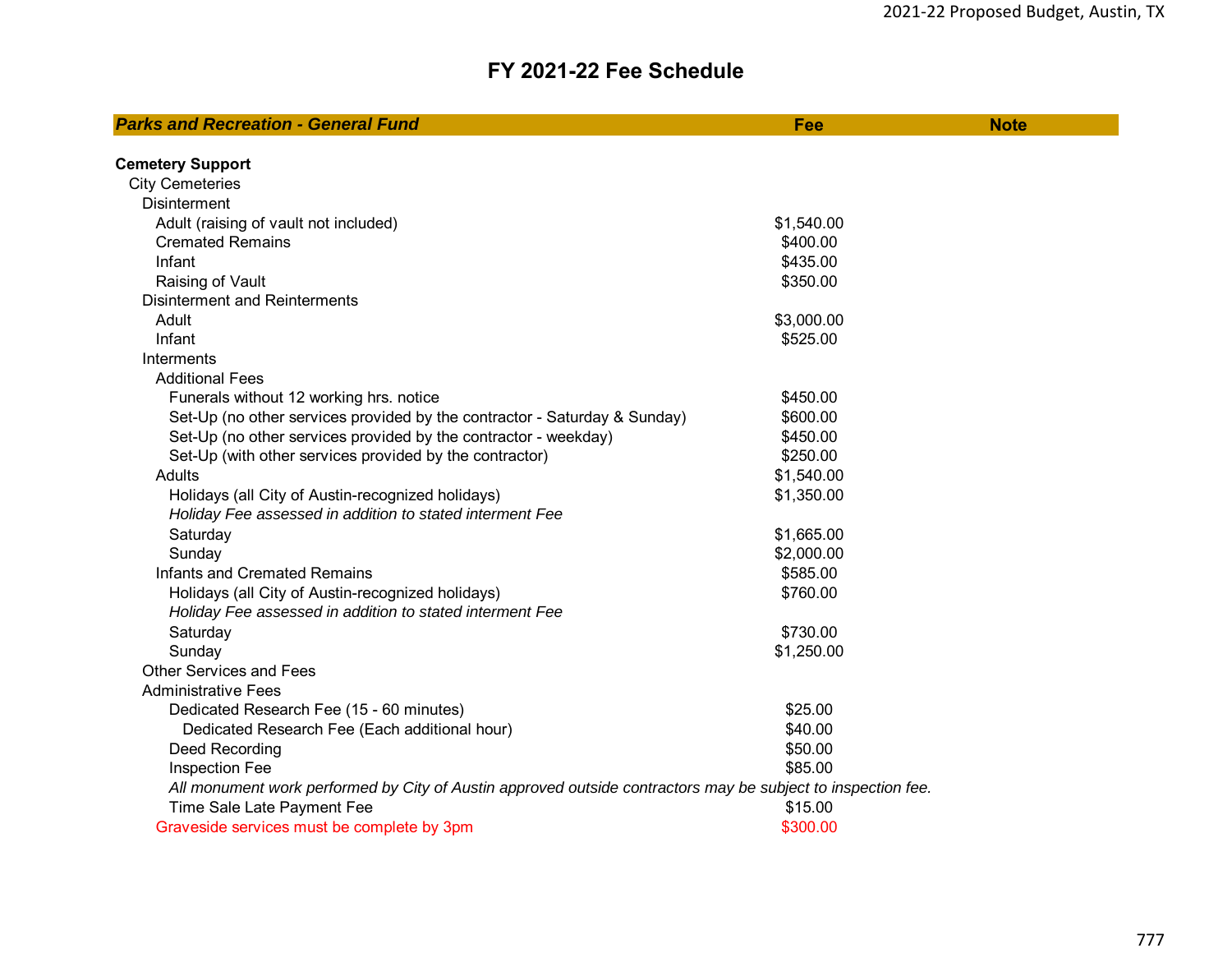# FY 2021-22 Fee Schedule

| Parks and Recreation - General Fund | Fee | Note |
|---|---|---|
| **Cemetery Support** | | |
| City Cemeteries | | |
| Disinterment | | |
| Adult (raising of vault not included) | $1,540.00 | |
| Cremated Remains | $400.00 | |
| Infant | $435.00 | |
| Raising of Vault | $350.00 | |
| Disinterment and Reinterments | | |
| Adult | $3,000.00 | |
| Infant | $525.00 | |
| Interments | | |
| Additional Fees | | |
| Funerals without 12 working hrs. notice | $450.00 | |
| Set-Up (no other services provided by the contractor - Saturday & Sunday) | $600.00 | |
| Set-Up (no other services provided by the contractor - weekday) | $450.00 | |
| Set-Up (with other services provided by the contractor) | $250.00 | |
| Adults | $1,540.00 | |
| Holidays (all City of Austin-recognized holidays) | $1,350.00 | |
| *Holiday Fee assessed in addition to stated interment Fee* | | |
| Saturday | $1,665.00 | |
| Sunday | $2,000.00 | |
| Infants and Cremated Remains | $585.00 | |
| Holidays (all City of Austin-recognized holidays) | $760.00 | |
| *Holiday Fee assessed in addition to stated interment Fee* | | |
| Saturday | $730.00 | |
| Sunday | $1,250.00 | |
| Other Services and Fees | | |
| Administrative Fees | | |
| Dedicated Research Fee (15 - 60 minutes) | $25.00 | |
| Dedicated Research Fee (Each additional hour) | $40.00 | |
| Deed Recording | $50.00 | |
| Inspection Fee | $85.00 | |
| *All monument work performed by City of Austin approved outside contractors may be subject to inspection fee.* | | |
| Time Sale Late Payment Fee | $15.00 | |
| Graveside services must be complete by 3pm | $300.00 | |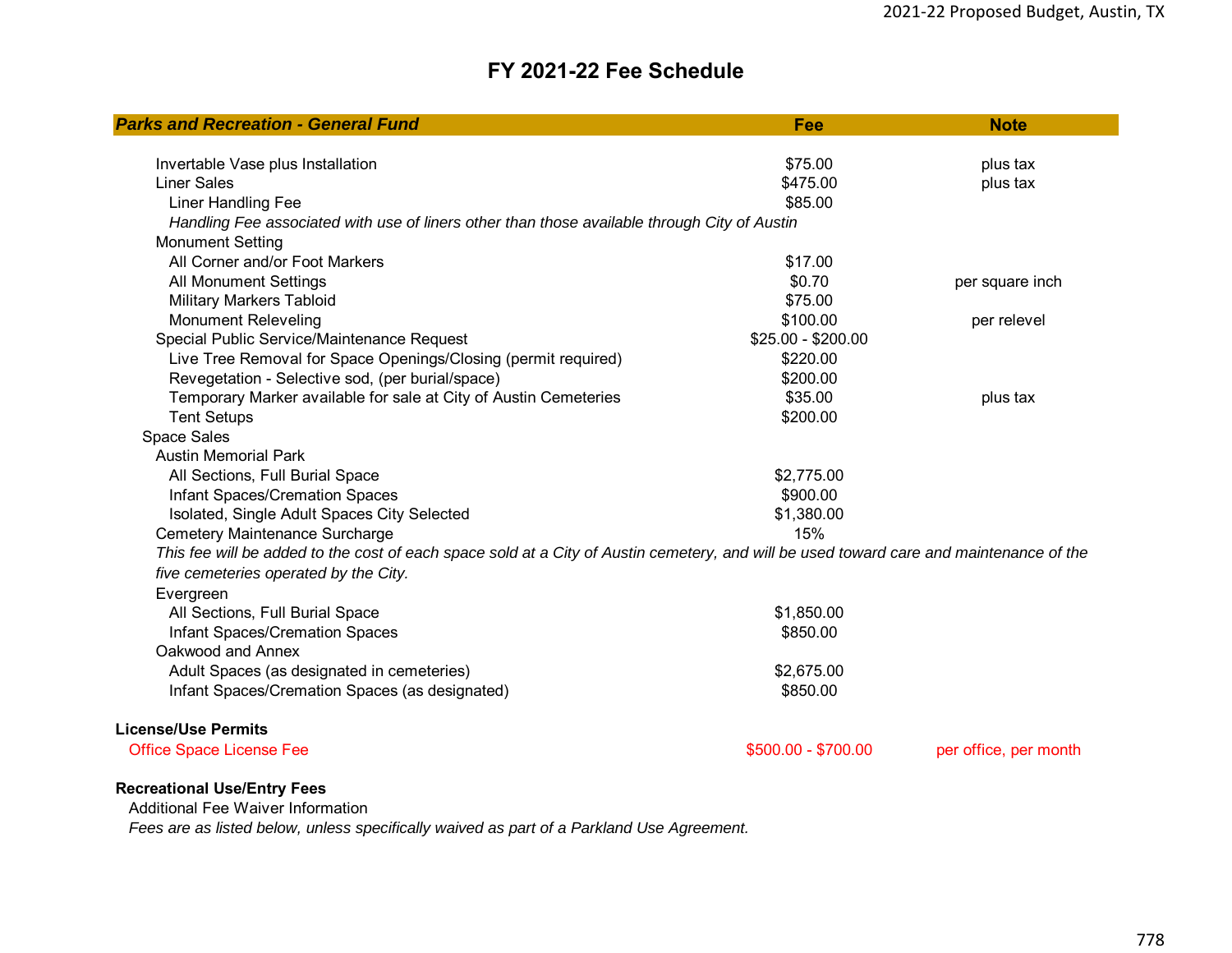## FY 2021-22 Fee Schedule

| Parks and Recreation - General Fund | Fee | Note |
|---|---|---|
| Invertable Vase plus Installation | $75.00 | plus tax |
| Liner Sales | $475.00 | plus tax |
| Liner Handling Fee | $85.00 | |
| *Handling Fee associated with use of liners other than those available through City of Austin* | | |
| Monument Setting | | |
| All Corner and/or Foot Markers | $17.00 | |
| All Monument Settings | $0.70 | per square inch |
| Military Markers Tabloid | $75.00 | |
| Monument Releveling | $100.00 | per relevel |
| Special Public Service/Maintenance Request | $25.00 - $200.00 | |
| Live Tree Removal for Space Openings/Closing (permit required) | $220.00 | |
| Revegetation - Selective sod, (per burial/space) | $200.00 | |
| Temporary Marker available for sale at City of Austin Cemeteries | $35.00 | plus tax |
| Tent Setups | $200.00 | |
| Space Sales | | |
| Austin Memorial Park | | |
| All Sections, Full Burial Space | $2,775.00 | |
| Infant Spaces/Cremation Spaces | $900.00 | |
| Isolated, Single Adult Spaces City Selected | $1,380.00 | |
| Cemetery Maintenance Surcharge | 15% | |
| *This fee will be added to the cost of each space sold at a City of Austin cemetery, and will be used toward care and maintenance of the five cemeteries operated by the City.* | | |
| Evergreen | | |
| All Sections, Full Burial Space | $1,850.00 | |
| Infant Spaces/Cremation Spaces | $850.00 | |
| Oakwood and Annex | | |
| Adult Spaces (as designated in cemeteries) | $2,675.00 | |
| Infant Spaces/Cremation Spaces (as designated) | $850.00 | |
| **License/Use Permits** | | |
| Office Space License Fee | $500.00 - $700.00 | per office, per month |
| **Recreational Use/Entry Fees** | | |
| Additional Fee Waiver Information | | |
| *Fees are as listed below, unless specifically waived as part of a Parkland Use Agreement.* | | |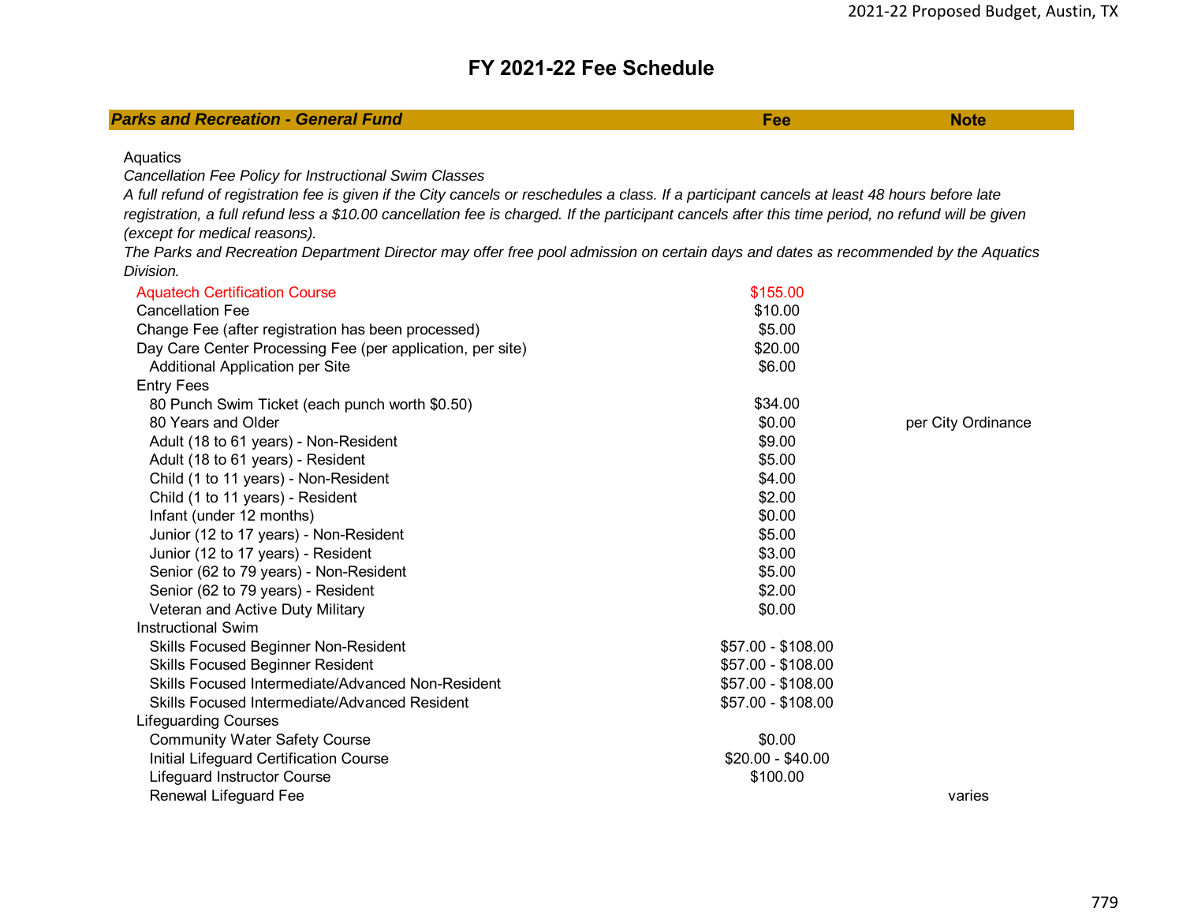# FY 2021-22 Fee Schedule

| Parks and Recreation - General Fund | Fee | Note |
|---|---|---|
| Aquatics | | |
| *Cancellation Fee Policy for Instructional Swim Classes* | | |
| *A full refund of registration fee is given if the City cancels or reschedules a class. If a participant cancels at least 48 hours before late registration, a full refund less a $10.00 cancellation fee is charged. If the participant cancels after this time period, no refund will be given (except for medical reasons).* | | |
| *The Parks and Recreation Department Director may offer free pool admission on certain days and dates as recommended by the Aquatics Division.* | | |
| Aquatech Certification Course | $155.00 | |
| Cancellation Fee | $10.00 | |
| Change Fee (after registration has been processed) | $5.00 | |
| Day Care Center Processing Fee (per application, per site) | $20.00 | |
| Additional Application per Site | $6.00 | |
| Entry Fees | | |
| 80 Punch Swim Ticket (each punch worth $0.50) | $34.00 | |
| 80 Years and Older | $0.00 | per City Ordinance |
| Adult (18 to 61 years) - Non-Resident | $9.00 | |
| Adult (18 to 61 years) - Resident | $5.00 | |
| Child (1 to 11 years) - Non-Resident | $4.00 | |
| Child (1 to 11 years) - Resident | $2.00 | |
| Infant (under 12 months) | $0.00 | |
| Junior (12 to 17 years) - Non-Resident | $5.00 | |
| Junior (12 to 17 years) - Resident | $3.00 | |
| Senior (62 to 79 years) - Non-Resident | $5.00 | |
| Senior (62 to 79 years) - Resident | $2.00 | |
| Veteran and Active Duty Military | $0.00 | |
| Instructional Swim | | |
| Skills Focused Beginner Non-Resident | $57.00 - $108.00 | |
| Skills Focused Beginner Resident | $57.00 - $108.00 | |
| Skills Focused Intermediate/Advanced Non-Resident | $57.00 - $108.00 | |
| Skills Focused Intermediate/Advanced Resident | $57.00 - $108.00 | |
| Lifeguarding Courses | | |
| Community Water Safety Course | $0.00 | |
| Initial Lifeguard Certification Course | $20.00 - $40.00 | |
| Lifeguard Instructor Course | $100.00 | |
| Renewal Lifeguard Fee | | varies |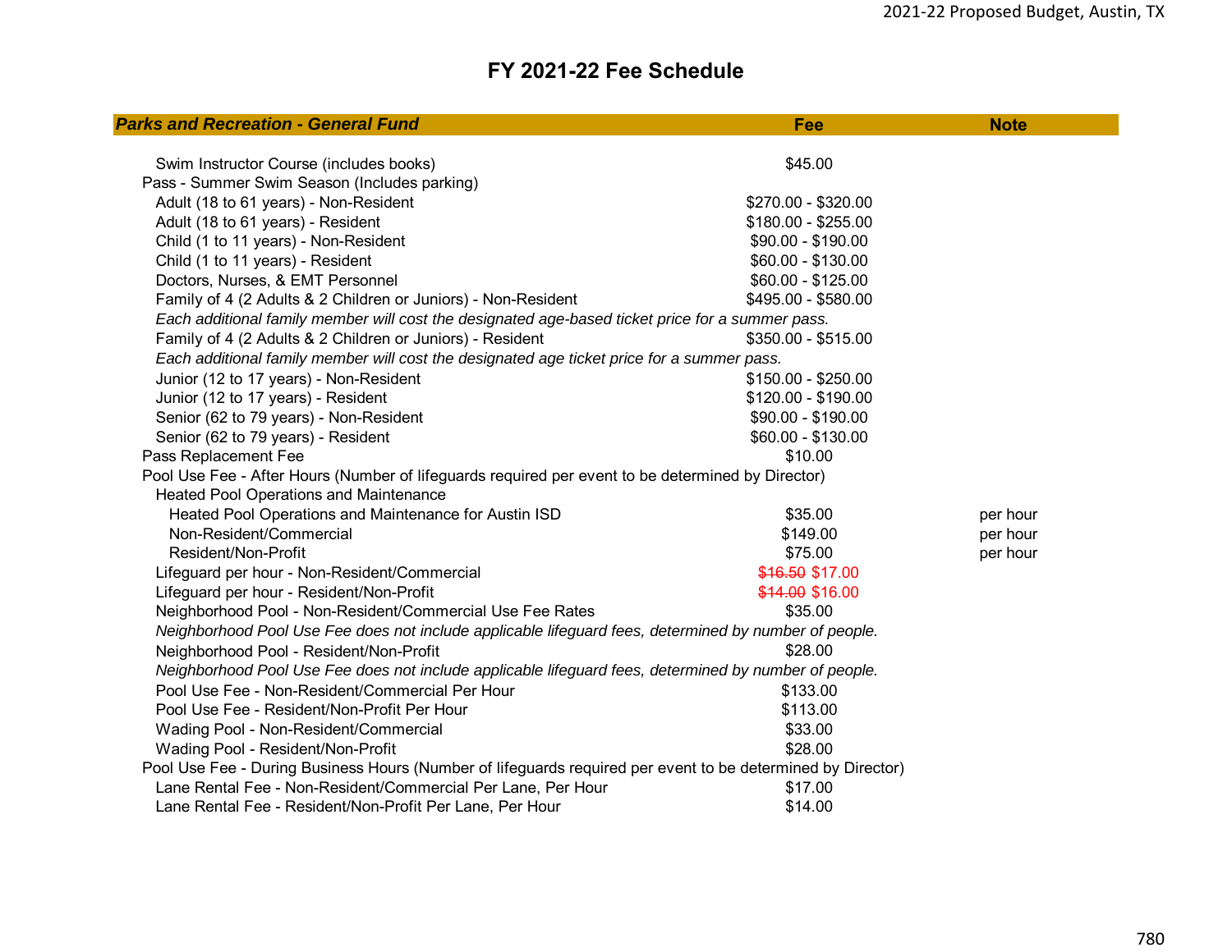# FY 2021-22 Fee Schedule

| Parks and Recreation - General Fund | Fee | Note |
|---|---|---|
| Swim Instructor Course (includes books) | $45.00 | |
| Pass - Summer Swim Season (Includes parking) | | |
| Adult (18 to 61 years) - Non-Resident | $270.00 - $320.00 | |
| Adult (18 to 61 years) - Resident | $180.00 - $255.00 | |
| Child (1 to 11 years) - Non-Resident | $90.00 - $190.00 | |
| Child (1 to 11 years) - Resident | $60.00 - $130.00 | |
| Doctors, Nurses, & EMT Personnel | $60.00 - $125.00 | |
| Family of 4 (2 Adults & 2 Children or Juniors) - Non-Resident | $495.00 - $580.00 | |
| *Each additional family member will cost the designated age-based ticket price for a summer pass.* | | |
| Family of 4 (2 Adults & 2 Children or Juniors) - Resident | $350.00 - $515.00 | |
| *Each additional family member will cost the designated age ticket price for a summer pass.* | | |
| Junior (12 to 17 years) - Non-Resident | $150.00 - $250.00 | |
| Junior (12 to 17 years) - Resident | $120.00 - $190.00 | |
| Senior (62 to 79 years) - Non-Resident | $90.00 - $190.00 | |
| Senior (62 to 79 years) - Resident | $60.00 - $130.00 | |
| Pass Replacement Fee | $10.00 | |
| Pool Use Fee - After Hours (Number of lifeguards required per event to be determined by Director) | | |
| Heated Pool Operations and Maintenance | | |
| Heated Pool Operations and Maintenance for Austin ISD | $35.00 | per hour |
| Non-Resident/Commercial | $149.00 | per hour |
| Resident/Non-Profit | $75.00 | per hour |
| Lifeguard per hour - Non-Resident/Commercial | ~~$16.50~~ $17.00 | |
| Lifeguard per hour - Resident/Non-Profit | ~~$14.00~~ $16.00 | |
| Neighborhood Pool - Non-Resident/Commercial Use Fee Rates | $35.00 | |
| *Neighborhood Pool Use Fee does not include applicable lifeguard fees, determined by number of people.* | | |
| Neighborhood Pool - Resident/Non-Profit | $28.00 | |
| *Neighborhood Pool Use Fee does not include applicable lifeguard fees, determined by number of people.* | | |
| Pool Use Fee - Non-Resident/Commercial Per Hour | $133.00 | |
| Pool Use Fee - Resident/Non-Profit Per Hour | $113.00 | |
| Wading Pool - Non-Resident/Commercial | $33.00 | |
| Wading Pool - Resident/Non-Profit | $28.00 | |
| Pool Use Fee - During Business Hours (Number of lifeguards required per event to be determined by Director) | | |
| Lane Rental Fee - Non-Resident/Commercial Per Lane, Per Hour | $17.00 | |
| Lane Rental Fee - Resident/Non-Profit Per Lane, Per Hour | $14.00 | |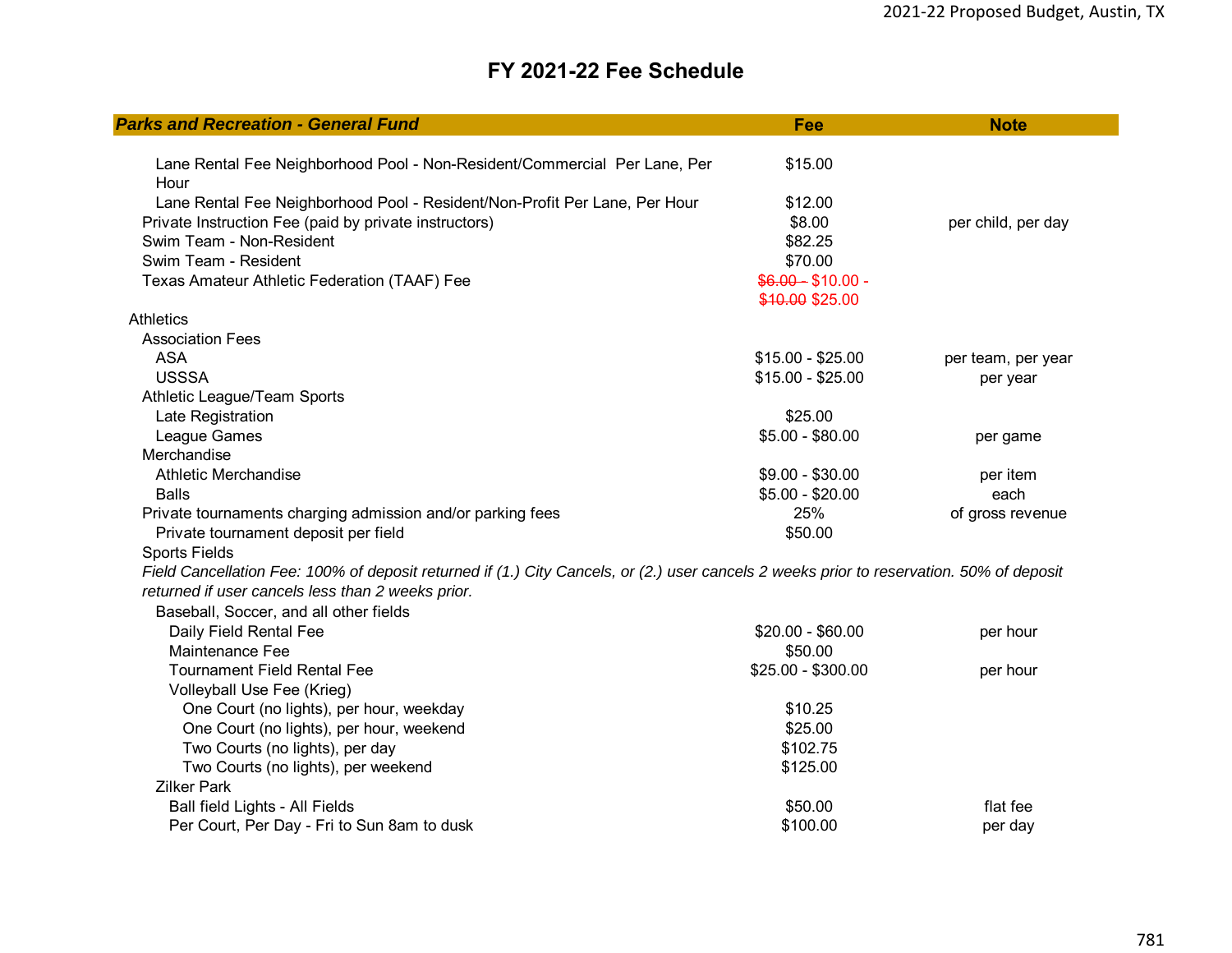# FY 2021-22 Fee Schedule

| Parks and Recreation - General Fund | Fee | Note |
|---|---|---|
| Lane Rental Fee Neighborhood Pool - Non-Resident/Commercial Per Lane, Per Hour | $15.00 | |
| Lane Rental Fee Neighborhood Pool - Resident/Non-Profit Per Lane, Per Hour | $12.00 | |
| Private Instruction Fee (paid by private instructors) | $8.00 | per child, per day |
| Swim Team - Non-Resident | $82.25 | |
| Swim Team - Resident | $70.00 | |
| Texas Amateur Athletic Federation (TAAF) Fee | ~~$6.00 -~~ $10.00 - ~~$10.00~~ $25.00 | |
| Athletics | | |
| Association Fees | | |
| ASA | $15.00 - $25.00 | per team, per year |
| USSSA | $15.00 - $25.00 | per year |
| Athletic League/Team Sports | | |
| Late Registration | $25.00 | |
| League Games | $5.00 - $80.00 | per game |
| Merchandise | | |
| Athletic Merchandise | $9.00 - $30.00 | per item |
| Balls | $5.00 - $20.00 | each |
| Private tournaments charging admission and/or parking fees | 25% | of gross revenue |
| Private tournament deposit per field | $50.00 | |
| Sports Fields | | |
| *Field Cancellation Fee: 100% of deposit returned if (1.) City Cancels, or (2.) user cancels 2 weeks prior to reservation. 50% of deposit returned if user cancels less than 2 weeks prior.* | | |
| Baseball, Soccer, and all other fields | | |
| Daily Field Rental Fee | $20.00 - $60.00 | per hour |
| Maintenance Fee | $50.00 | |
| Tournament Field Rental Fee | $25.00 - $300.00 | per hour |
| Volleyball Use Fee (Krieg) | | |
| One Court (no lights), per hour, weekday | $10.25 | |
| One Court (no lights), per hour, weekend | $25.00 | |
| Two Courts (no lights), per day | $102.75 | |
| Two Courts (no lights), per weekend | $125.00 | |
| Zilker Park | | |
| Ball field Lights - All Fields | $50.00 | flat fee |
| Per Court, Per Day - Fri to Sun 8am to dusk | $100.00 | per day |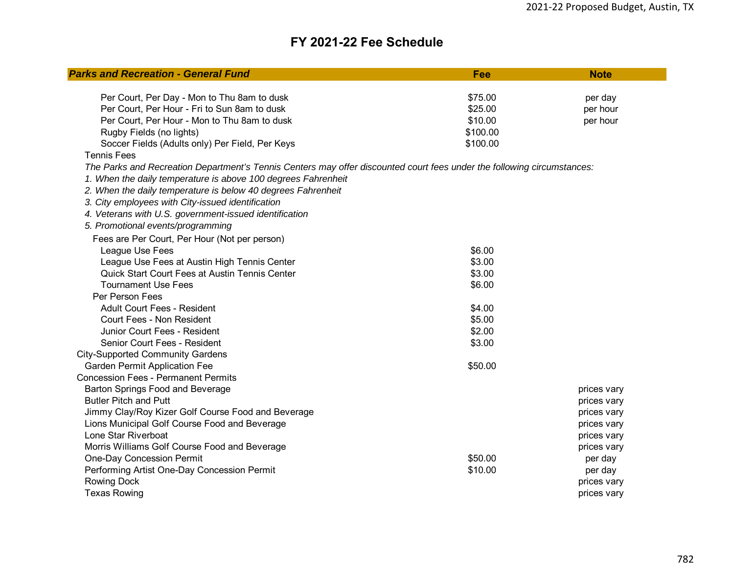## FY 2021-22 Fee Schedule

| Parks and Recreation - General Fund | Fee | Note |
|---|---|---|
| Per Court, Per Day - Mon to Thu 8am to dusk | $75.00 | per day |
| Per Court, Per Hour - Fri to Sun 8am to dusk | $25.00 | per hour |
| Per Court, Per Hour - Mon to Thu 8am to dusk | $10.00 | per hour |
| Rugby Fields (no lights) | $100.00 | |
| Soccer Fields (Adults only) Per Field, Per Keys | $100.00 | |
| Tennis Fees | | |
| *The Parks and Recreation Department's Tennis Centers may offer discounted court fees under the following circumstances:* | | |
| *1. When the daily temperature is above 100 degrees Fahrenheit* | | |
| *2. When the daily temperature is below 40 degrees Fahrenheit* | | |
| *3. City employees with City-issued identification* | | |
| *4. Veterans with U.S. government-issued identification* | | |
| *5. Promotional events/programming* | | |
| Fees are Per Court, Per Hour (Not per person) | | |
| League Use Fees | $6.00 | |
| League Use Fees at Austin High Tennis Center | $3.00 | |
| Quick Start Court Fees at Austin Tennis Center | $3.00 | |
| Tournament Use Fees | $6.00 | |
| Per Person Fees | | |
| Adult Court Fees - Resident | $4.00 | |
| Court Fees - Non Resident | $5.00 | |
| Junior Court Fees - Resident | $2.00 | |
| Senior Court Fees - Resident | $3.00 | |
| City-Supported Community Gardens | | |
| Garden Permit Application Fee | $50.00 | |
| Concession Fees - Permanent Permits | | |
| Barton Springs Food and Beverage | | prices vary |
| Butler Pitch and Putt | | prices vary |
| Jimmy Clay/Roy Kizer Golf Course Food and Beverage | | prices vary |
| Lions Municipal Golf Course Food and Beverage | | prices vary |
| Lone Star Riverboat | | prices vary |
| Morris Williams Golf Course Food and Beverage | | prices vary |
| One-Day Concession Permit | $50.00 | per day |
| Performing Artist One-Day Concession Permit | $10.00 | per day |
| Rowing Dock | | prices vary |
| Texas Rowing | | prices vary |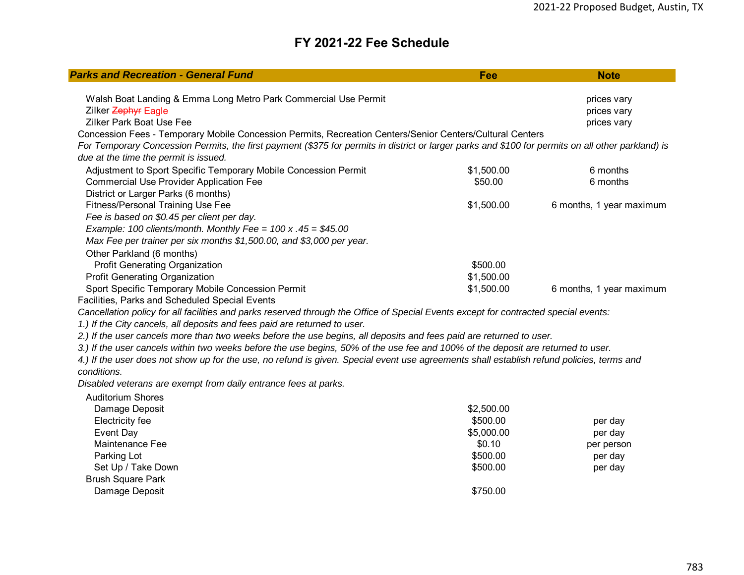# FY 2021-22 Fee Schedule

| Parks and Recreation - General Fund | Fee | Note |
|---|---|---|
| Walsh Boat Landing & Emma Long Metro Park Commercial Use Permit | | prices vary |
| Zilker ~~Zephyr~~ Eagle | | prices vary |
| Zilker Park Boat Use Fee | | prices vary |
| Concession Fees - Temporary Mobile Concession Permits, Recreation Centers/Senior Centers/Cultural Centers | | |
| *For Temporary Concession Permits, the first payment ($375 for permits in district or larger parks and $100 for permits on all other parkland) is due at the time the permit is issued.* | | |
| Adjustment to Sport Specific Temporary Mobile Concession Permit | $1,500.00 | 6 months |
| Commercial Use Provider Application Fee | $50.00 | 6 months |
| District or Larger Parks (6 months) | | |
| Fitness/Personal Training Use Fee | $1,500.00 | 6 months, 1 year maximum |
| *Fee is based on $0.45 per client per day.* | | |
| *Example: 100 clients/month. Monthly Fee = 100 x .45 = $45.00* | | |
| *Max Fee per trainer per six months $1,500.00, and $3,000 per year.* | | |
| Other Parkland (6 months) | | |
| Profit Generating Organization | $500.00 | |
| Profit Generating Organization | $1,500.00 | |
| Sport Specific Temporary Mobile Concession Permit | $1,500.00 | 6 months, 1 year maximum |
| Facilities, Parks and Scheduled Special Events | | |
| *Cancellation policy for all facilities and parks reserved through the Office of Special Events except for contracted special events:* | | |
| *1.) If the City cancels, all deposits and fees paid are returned to user.* | | |
| *2.) If the user cancels more than two weeks before the use begins, all deposits and fees paid are returned to user.* | | |
| *3.) If the user cancels within two weeks before the use begins, 50% of the use fee and 100% of the deposit are returned to user.* | | |
| *4.) If the user does not show up for the use, no refund is given. Special event use agreements shall establish refund policies, terms and conditions.* | | |
| *Disabled veterans are exempt from daily entrance fees at parks.* | | |
| Auditorium Shores | | |
| Damage Deposit | $2,500.00 | |
| Electricity fee | $500.00 | per day |
| Event Day | $5,000.00 | per day |
| Maintenance Fee | $0.10 | per person |
| Parking Lot | $500.00 | per day |
| Set Up / Take Down | $500.00 | per day |
| Brush Square Park | | |
| Damage Deposit | $750.00 | |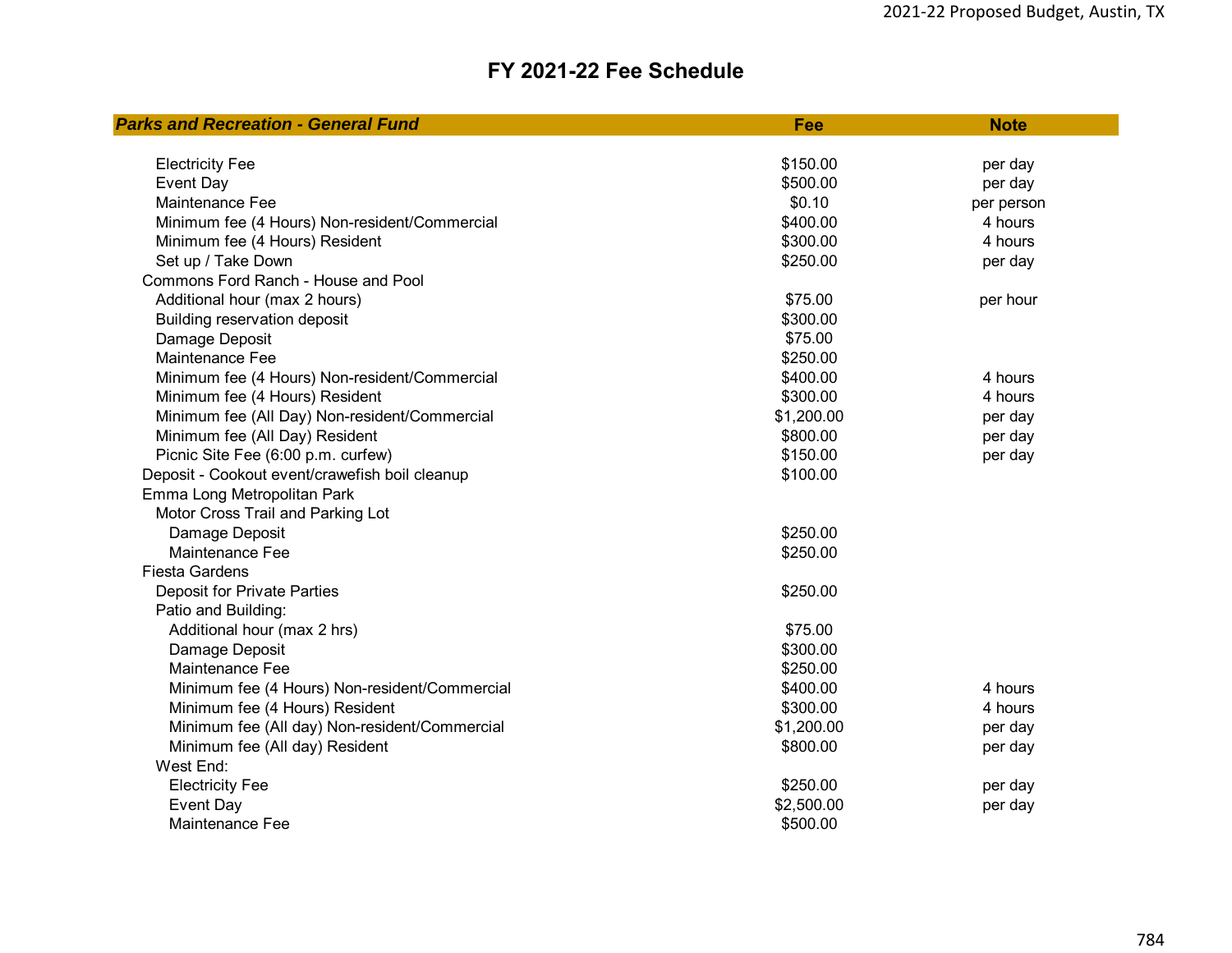# FY 2021-22 Fee Schedule

| *Parks and Recreation - General Fund* | Fee | Note |
|---|---|---|
| Electricity Fee | $150.00 | per day |
| Event Day | $500.00 | per day |
| Maintenance Fee | $0.10 | per person |
| Minimum fee (4 Hours) Non-resident/Commercial | $400.00 | 4 hours |
| Minimum fee (4 Hours) Resident | $300.00 | 4 hours |
| Set up / Take Down | $250.00 | per day |
| Commons Ford Ranch - House and Pool | | |
| Additional hour (max 2 hours) | $75.00 | per hour |
| Building reservation deposit | $300.00 | |
| Damage Deposit | $75.00 | |
| Maintenance Fee | $250.00 | |
| Minimum fee (4 Hours) Non-resident/Commercial | $400.00 | 4 hours |
| Minimum fee (4 Hours) Resident | $300.00 | 4 hours |
| Minimum fee (All Day) Non-resident/Commercial | $1,200.00 | per day |
| Minimum fee (All Day) Resident | $800.00 | per day |
| Picnic Site Fee (6:00 p.m. curfew) | $150.00 | per day |
| Deposit - Cookout event/crawefish boil cleanup | $100.00 | |
| Emma Long Metropolitan Park | | |
| Motor Cross Trail and Parking Lot | | |
| Damage Deposit | $250.00 | |
| Maintenance Fee | $250.00 | |
| Fiesta Gardens | | |
| Deposit for Private Parties | $250.00 | |
| Patio and Building: | | |
| Additional hour (max 2 hrs) | $75.00 | |
| Damage Deposit | $300.00 | |
| Maintenance Fee | $250.00 | |
| Minimum fee (4 Hours) Non-resident/Commercial | $400.00 | 4 hours |
| Minimum fee (4 Hours) Resident | $300.00 | 4 hours |
| Minimum fee (All day) Non-resident/Commercial | $1,200.00 | per day |
| Minimum fee (All day) Resident | $800.00 | per day |
| West End: | | |
| Electricity Fee | $250.00 | per day |
| Event Day | $2,500.00 | per day |
| Maintenance Fee | $500.00 | |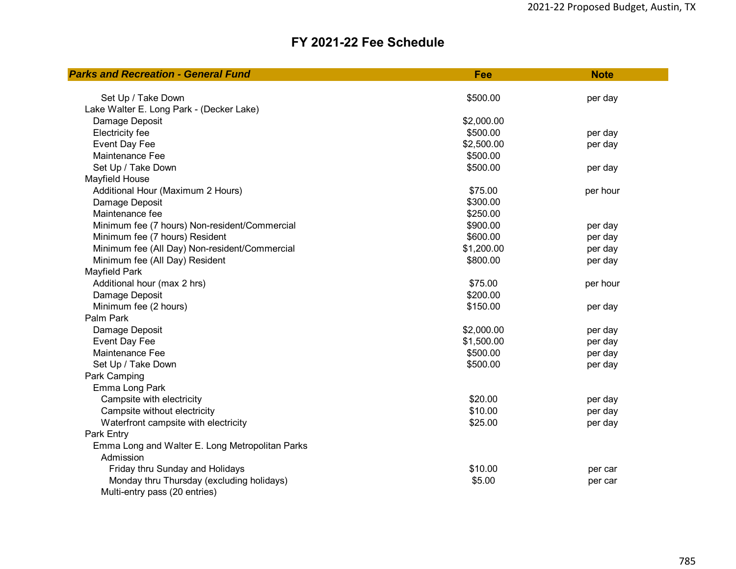# FY 2021-22 Fee Schedule

| *Parks and Recreation - General Fund* | Fee | Note |
|---|---|---|
| Set Up / Take Down | $500.00 | per day |
| Lake Walter E. Long Park - (Decker Lake) | | |
| Damage Deposit | $2,000.00 | |
| Electricity fee | $500.00 | per day |
| Event Day Fee | $2,500.00 | per day |
| Maintenance Fee | $500.00 | |
| Set Up / Take Down | $500.00 | per day |
| Mayfield House | | |
| Additional Hour (Maximum 2 Hours) | $75.00 | per hour |
| Damage Deposit | $300.00 | |
| Maintenance fee | $250.00 | |
| Minimum fee (7 hours) Non-resident/Commercial | $900.00 | per day |
| Minimum fee (7 hours) Resident | $600.00 | per day |
| Minimum fee (All Day) Non-resident/Commercial | $1,200.00 | per day |
| Minimum fee (All Day) Resident | $800.00 | per day |
| Mayfield Park | | |
| Additional hour (max 2 hrs) | $75.00 | per hour |
| Damage Deposit | $200.00 | |
| Minimum fee (2 hours) | $150.00 | per day |
| Palm Park | | |
| Damage Deposit | $2,000.00 | per day |
| Event Day Fee | $1,500.00 | per day |
| Maintenance Fee | $500.00 | per day |
| Set Up / Take Down | $500.00 | per day |
| Park Camping | | |
| Emma Long Park | | |
| Campsite with electricity | $20.00 | per day |
| Campsite without electricity | $10.00 | per day |
| Waterfront campsite with electricity | $25.00 | per day |
| Park Entry | | |
| Emma Long and Walter E. Long Metropolitan Parks | | |
| Admission | | |
| Friday thru Sunday and Holidays | $10.00 | per car |
| Monday thru Thursday (excluding holidays) | $5.00 | per car |
| Multi-entry pass (20 entries) | | |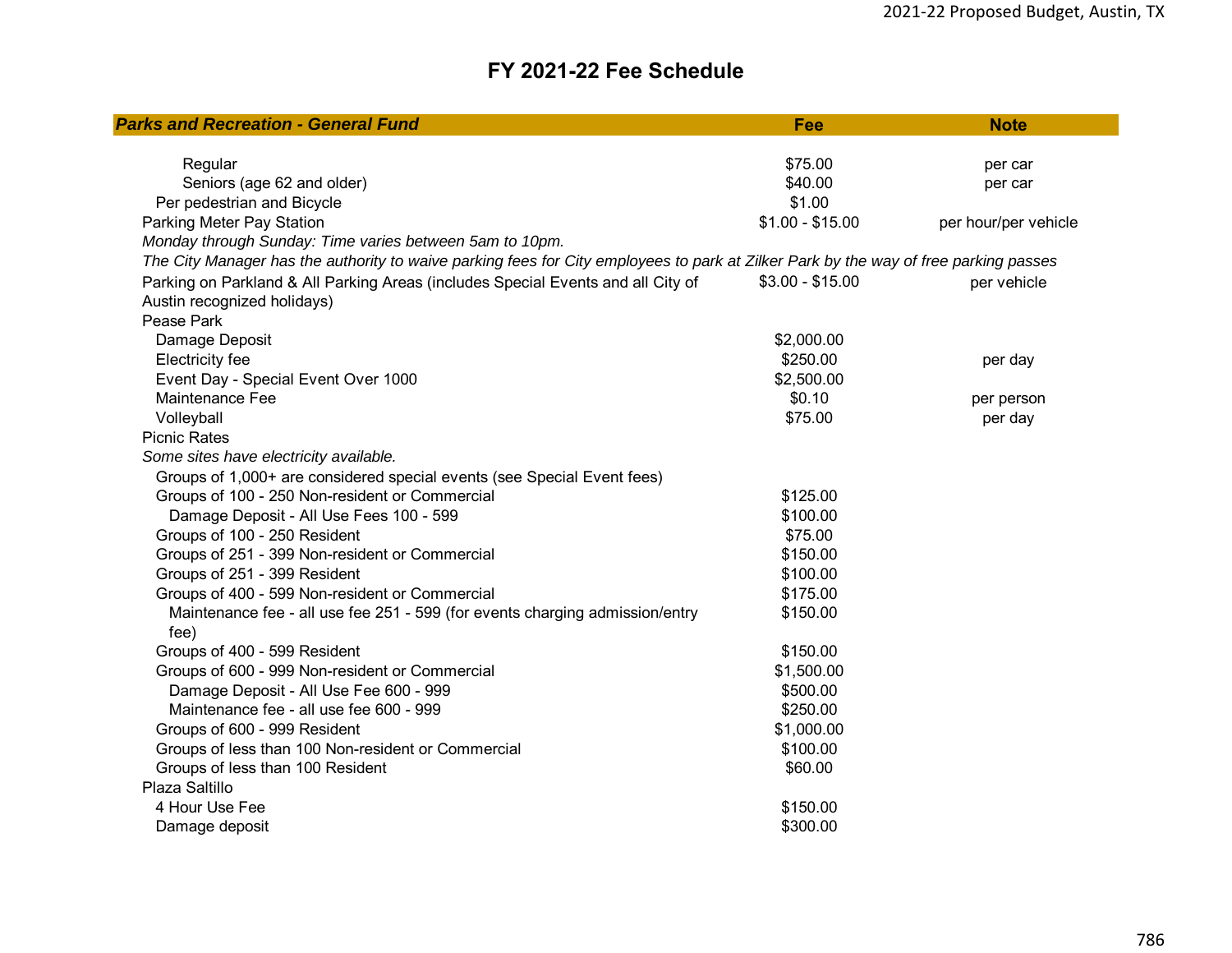# FY 2021-22 Fee Schedule

| Parks and Recreation - General Fund | Fee | Note |
|---|---|---|
| Regular | $75.00 | per car |
| Seniors (age 62 and older) | $40.00 | per car |
| Per pedestrian and Bicycle | $1.00 | |
| Parking Meter Pay Station | $1.00 - $15.00 | per hour/per vehicle |
| *Monday through Sunday: Time varies between 5am to 10pm.* | | |
| *The City Manager has the authority to waive parking fees for City employees to park at Zilker Park by the way of free parking passes* | | |
| Parking on Parkland & All Parking Areas (includes Special Events and all City of Austin recognized holidays) | $3.00 - $15.00 | per vehicle |
| Pease Park | | |
| Damage Deposit | $2,000.00 | |
| Electricity fee | $250.00 | per day |
| Event Day - Special Event Over 1000 | $2,500.00 | |
| Maintenance Fee | $0.10 | per person |
| Volleyball | $75.00 | per day |
| Picnic Rates | | |
| *Some sites have electricity available.* | | |
| Groups of 1,000+ are considered special events (see Special Event fees) | | |
| Groups of 100 - 250 Non-resident or Commercial | $125.00 | |
| Damage Deposit - All Use Fees 100 - 599 | $100.00 | |
| Groups of 100 - 250 Resident | $75.00 | |
| Groups of 251 - 399 Non-resident or Commercial | $150.00 | |
| Groups of 251 - 399 Resident | $100.00 | |
| Groups of 400 - 599 Non-resident or Commercial | $175.00 | |
| Maintenance fee - all use fee 251 - 599 (for events charging admission/entry fee) | $150.00 | |
| Groups of 400 - 599 Resident | $150.00 | |
| Groups of 600 - 999 Non-resident or Commercial | $1,500.00 | |
| Damage Deposit - All Use Fee 600 - 999 | $500.00 | |
| Maintenance fee - all use fee 600 - 999 | $250.00 | |
| Groups of 600 - 999 Resident | $1,000.00 | |
| Groups of less than 100 Non-resident or Commercial | $100.00 | |
| Groups of less than 100 Resident | $60.00 | |
| Plaza Saltillo | | |
| 4 Hour Use Fee | $150.00 | |
| Damage deposit | $300.00 | |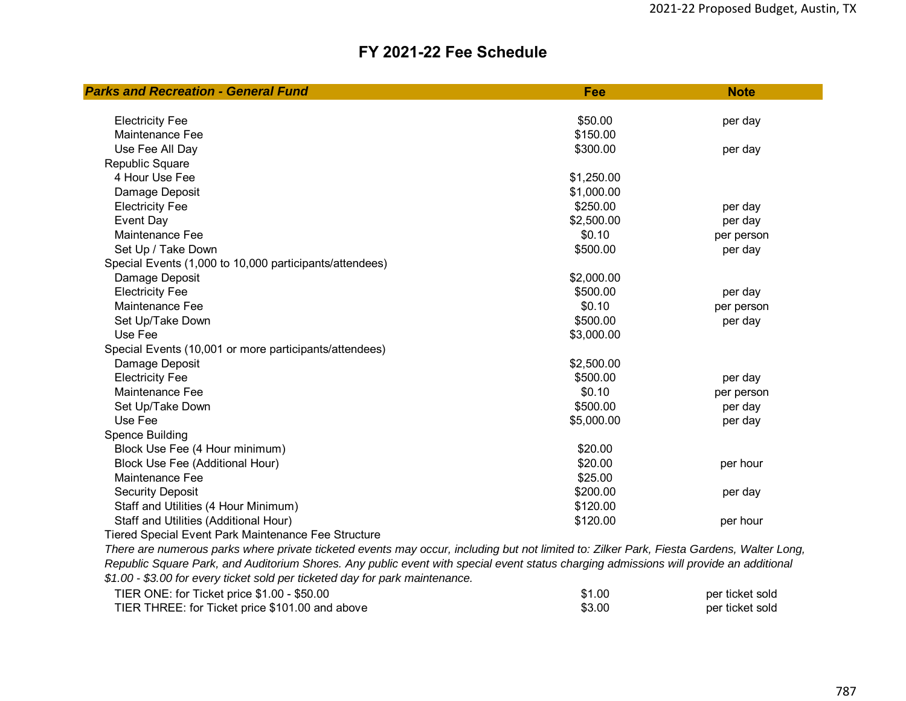# FY 2021-22 Fee Schedule

| Parks and Recreation - General Fund | Fee | Note |
|---|---|---|
| Electricity Fee | $50.00 | per day |
| Maintenance Fee | $150.00 | |
| Use Fee All Day | $300.00 | per day |
| Republic Square | | |
| 4 Hour Use Fee | $1,250.00 | |
| Damage Deposit | $1,000.00 | |
| Electricity Fee | $250.00 | per day |
| Event Day | $2,500.00 | per day |
| Maintenance Fee | $0.10 | per person |
| Set Up / Take Down | $500.00 | per day |
| Special Events (1,000 to 10,000 participants/attendees) | | |
| Damage Deposit | $2,000.00 | |
| Electricity Fee | $500.00 | per day |
| Maintenance Fee | $0.10 | per person |
| Set Up/Take Down | $500.00 | per day |
| Use Fee | $3,000.00 | |
| Special Events (10,001 or more participants/attendees) | | |
| Damage Deposit | $2,500.00 | |
| Electricity Fee | $500.00 | per day |
| Maintenance Fee | $0.10 | per person |
| Set Up/Take Down | $500.00 | per day |
| Use Fee | $5,000.00 | per day |
| Spence Building | | |
| Block Use Fee (4 Hour minimum) | $20.00 | |
| Block Use Fee (Additional Hour) | $20.00 | per hour |
| Maintenance Fee | $25.00 | |
| Security Deposit | $200.00 | per day |
| Staff and Utilities (4 Hour Minimum) | $120.00 | |
| Staff and Utilities (Additional Hour) | $120.00 | per hour |
| Tiered Special Event Park Maintenance Fee Structure | | |
| *There are numerous parks where private ticketed events may occur, including but not limited to: Zilker Park, Fiesta Gardens, Walter Long, Republic Square Park, and Auditorium Shores. Any public event with special event status charging admissions will provide an additional $1.00 - $3.00 for every ticket sold per ticketed day for park maintenance.* | | |
| TIER ONE: for Ticket price $1.00 - $50.00 | $1.00 | per ticket sold |
| TIER THREE: for Ticket price $101.00 and above | $3.00 | per ticket sold |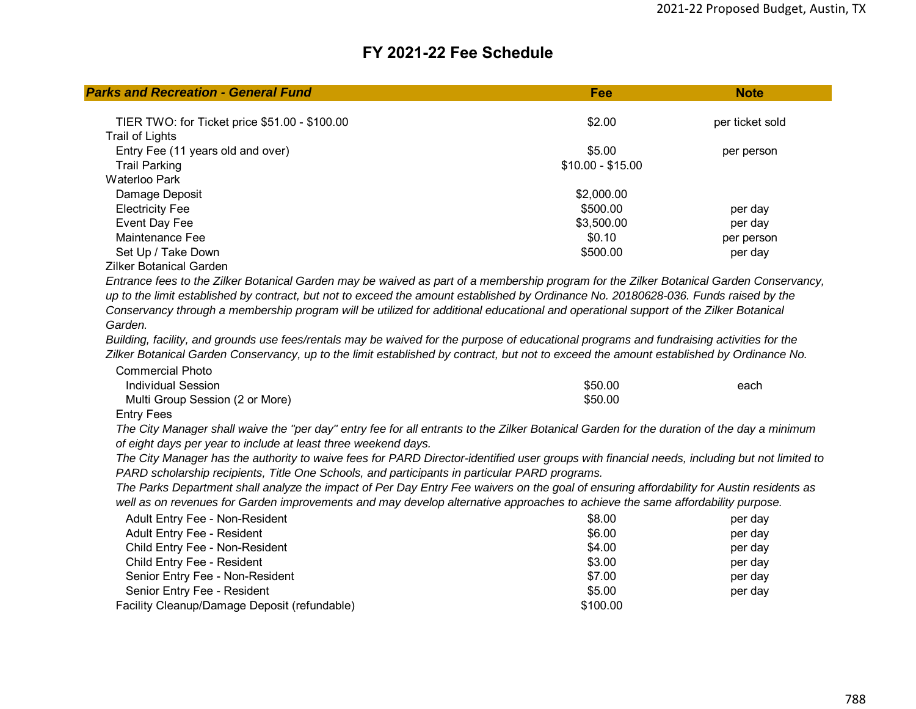# FY 2021-22 Fee Schedule

| Parks and Recreation - General Fund | Fee | Note |
|---|---|---|
| TIER TWO: for Ticket price $51.00 - $100.00 | $2.00 | per ticket sold |
| Trail of Lights | | |
| Entry Fee (11 years old and over) | $5.00 | per person |
| Trail Parking | $10.00 - $15.00 | |
| Waterloo Park | | |
| Damage Deposit | $2,000.00 | |
| Electricity Fee | $500.00 | per day |
| Event Day Fee | $3,500.00 | per day |
| Maintenance Fee | $0.10 | per person |
| Set Up / Take Down | $500.00 | per day |
| Zilker Botanical Garden | | |

*Entrance fees to the Zilker Botanical Garden may be waived as part of a membership program for the Zilker Botanical Garden Conservancy, up to the limit established by contract, but not to exceed the amount established by Ordinance No. 20180628-036. Funds raised by the Conservancy through a membership program will be utilized for additional educational and operational support of the Zilker Botanical Garden.*

*Building, facility, and grounds use fees/rentals may be waived for the purpose of educational programs and fundraising activities for the Zilker Botanical Garden Conservancy, up to the limit established by contract, but not to exceed the amount established by Ordinance No.*

| | | |
|---|---|---|
| Commercial Photo | | |
| Individual Session | $50.00 | each |
| Multi Group Session (2 or More) | $50.00 | |
| Entry Fees | | |

*The City Manager shall waive the "per day" entry fee for all entrants to the Zilker Botanical Garden for the duration of the day a minimum of eight days per year to include at least three weekend days.*

*The City Manager has the authority to waive fees for PARD Director-identified user groups with financial needs, including but not limited to PARD scholarship recipients, Title One Schools, and participants in particular PARD programs.*

*The Parks Department shall analyze the impact of Per Day Entry Fee waivers on the goal of ensuring affordability for Austin residents as well as on revenues for Garden improvements and may develop alternative approaches to achieve the same affordability purpose.*

| | | |
|---|---|---|
| Adult Entry Fee - Non-Resident | $8.00 | per day |
| Adult Entry Fee - Resident | $6.00 | per day |
| Child Entry Fee - Non-Resident | $4.00 | per day |
| Child Entry Fee - Resident | $3.00 | per day |
| Senior Entry Fee - Non-Resident | $7.00 | per day |
| Senior Entry Fee - Resident | $5.00 | per day |
| Facility Cleanup/Damage Deposit (refundable) | $100.00 | |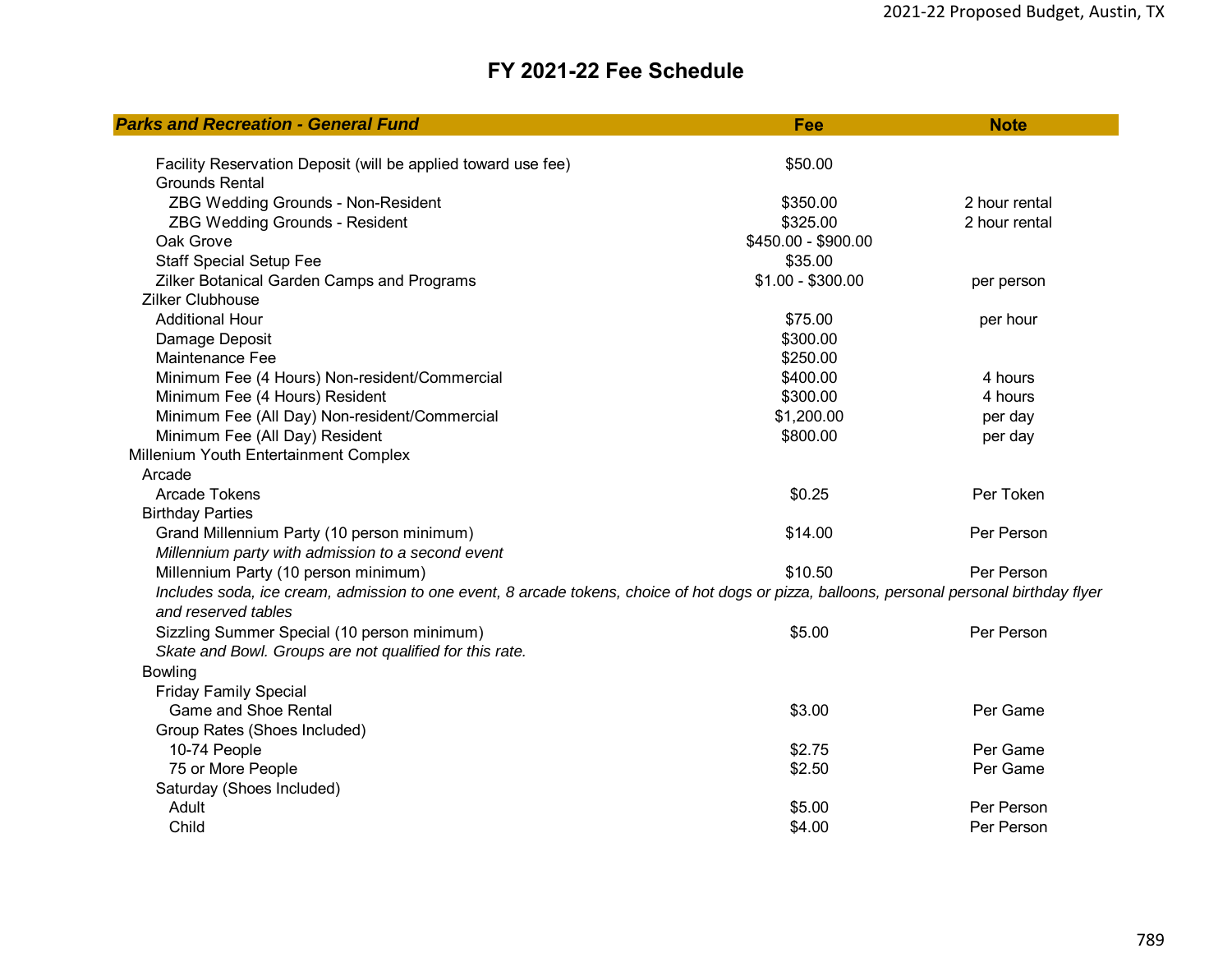# FY 2021-22 Fee Schedule

| *Parks and Recreation - General Fund* | Fee | Note |
|---|---|---|
| Facility Reservation Deposit (will be applied toward use fee) | $50.00 | |
| Grounds Rental | | |
| ZBG Wedding Grounds - Non-Resident | $350.00 | 2 hour rental |
| ZBG Wedding Grounds - Resident | $325.00 | 2 hour rental |
| Oak Grove | $450.00 - $900.00 | |
| Staff Special Setup Fee | $35.00 | |
| Zilker Botanical Garden Camps and Programs | $1.00 - $300.00 | per person |
| Zilker Clubhouse | | |
| Additional Hour | $75.00 | per hour |
| Damage Deposit | $300.00 | |
| Maintenance Fee | $250.00 | |
| Minimum Fee (4 Hours) Non-resident/Commercial | $400.00 | 4 hours |
| Minimum Fee (4 Hours) Resident | $300.00 | 4 hours |
| Minimum Fee (All Day) Non-resident/Commercial | $1,200.00 | per day |
| Minimum Fee (All Day) Resident | $800.00 | per day |
| Millenium Youth Entertainment Complex | | |
| Arcade | | |
| Arcade Tokens | $0.25 | Per Token |
| Birthday Parties | | |
| Grand Millennium Party (10 person minimum) | $14.00 | Per Person |
| *Millennium party with admission to a second event* | | |
| Millennium Party (10 person minimum) | $10.50 | Per Person |
| *Includes soda, ice cream, admission to one event, 8 arcade tokens, choice of hot dogs or pizza, balloons, personal personal birthday flyer and reserved tables* | | |
| Sizzling Summer Special (10 person minimum) | $5.00 | Per Person |
| *Skate and Bowl. Groups are not qualified for this rate.* | | |
| Bowling | | |
| Friday Family Special | | |
| Game and Shoe Rental | $3.00 | Per Game |
| Group Rates (Shoes Included) | | |
| 10-74 People | $2.75 | Per Game |
| 75 or More People | $2.50 | Per Game |
| Saturday (Shoes Included) | | |
| Adult | $5.00 | Per Person |
| Child | $4.00 | Per Person |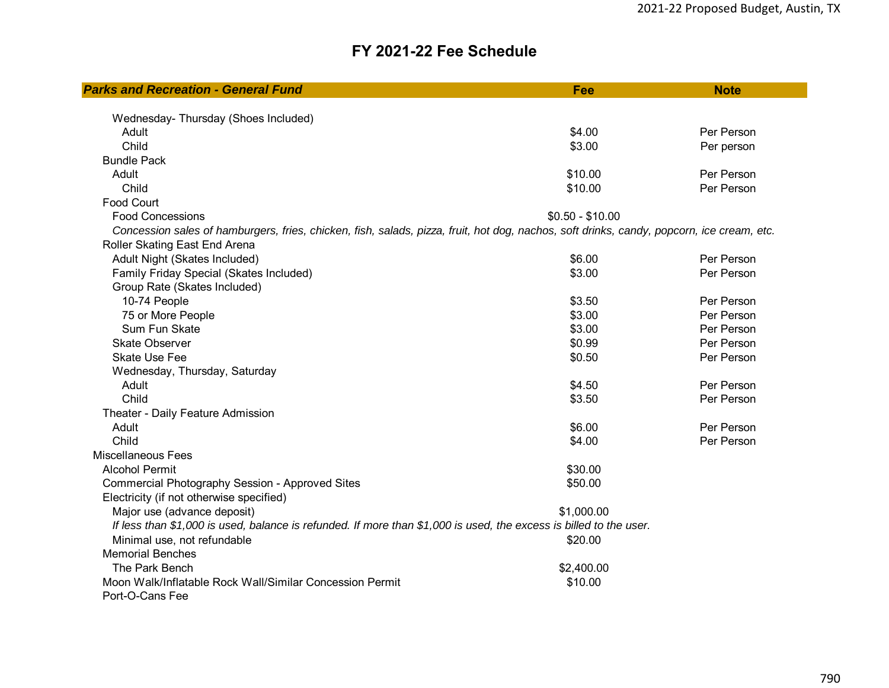# FY 2021-22 Fee Schedule

| *Parks and Recreation - General Fund* | Fee | Note |
|---|---|---|
| Wednesday- Thursday (Shoes Included) | | |
| Adult | $4.00 | Per Person |
| Child | $3.00 | Per person |
| Bundle Pack | | |
| Adult | $10.00 | Per Person |
| Child | $10.00 | Per Person |
| Food Court | | |
| Food Concessions | $0.50 - $10.00 | |
| *Concession sales of hamburgers, fries, chicken, fish, salads, pizza, fruit, hot dog, nachos, soft drinks, candy, popcorn, ice cream, etc.* | | |
| Roller Skating East End Arena | | |
| Adult Night (Skates Included) | $6.00 | Per Person |
| Family Friday Special (Skates Included) | $3.00 | Per Person |
| Group Rate (Skates Included) | | |
| 10-74 People | $3.50 | Per Person |
| 75 or More People | $3.00 | Per Person |
| Sum Fun Skate | $3.00 | Per Person |
| Skate Observer | $0.99 | Per Person |
| Skate Use Fee | $0.50 | Per Person |
| Wednesday, Thursday, Saturday | | |
| Adult | $4.50 | Per Person |
| Child | $3.50 | Per Person |
| Theater - Daily Feature Admission | | |
| Adult | $6.00 | Per Person |
| Child | $4.00 | Per Person |
| Miscellaneous Fees | | |
| Alcohol Permit | $30.00 | |
| Commercial Photography Session - Approved Sites | $50.00 | |
| Electricity (if not otherwise specified) | | |
| Major use (advance deposit) | $1,000.00 | |
| *If less than $1,000 is used, balance is refunded. If more than $1,000 is used, the excess is billed to the user.* | | |
| Minimal use, not refundable | $20.00 | |
| Memorial Benches | | |
| The Park Bench | $2,400.00 | |
| Moon Walk/Inflatable Rock Wall/Similar Concession Permit | $10.00 | |
| Port-O-Cans Fee | | |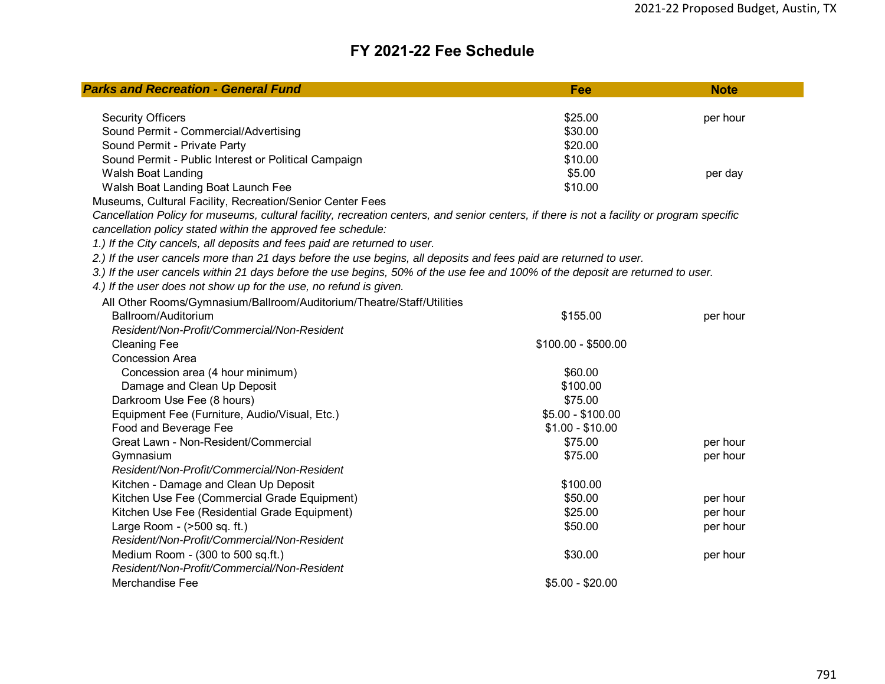# FY 2021-22 Fee Schedule

| Parks and Recreation - General Fund | Fee | Note |
|---|---|---|
| Security Officers | $25.00 | per hour |
| Sound Permit - Commercial/Advertising | $30.00 | |
| Sound Permit - Private Party | $20.00 | |
| Sound Permit - Public Interest or Political Campaign | $10.00 | |
| Walsh Boat Landing | $5.00 | per day |
| Walsh Boat Landing Boat Launch Fee | $10.00 | |
| Museums, Cultural Facility, Recreation/Senior Center Fees | | |
| *Cancellation Policy for museums, cultural facility, recreation centers, and senior centers, if there is not a facility or program specific cancellation policy stated within the approved fee schedule:* | | |
| *1.) If the City cancels, all deposits and fees paid are returned to user.* | | |
| *2.) If the user cancels more than 21 days before the use begins, all deposits and fees paid are returned to user.* | | |
| *3.) If the user cancels within 21 days before the use begins, 50% of the use fee and 100% of the deposit are returned to user.* | | |
| *4.) If the user does not show up for the use, no refund is given.* | | |
| All Other Rooms/Gymnasium/Ballroom/Auditorium/Theatre/Staff/Utilities | | |
| Ballroom/Auditorium | $155.00 | per hour |
| *Resident/Non-Profit/Commercial/Non-Resident* | | |
| Cleaning Fee | $100.00 - $500.00 | |
| Concession Area | | |
| Concession area (4 hour minimum) | $60.00 | |
| Damage and Clean Up Deposit | $100.00 | |
| Darkroom Use Fee (8 hours) | $75.00 | |
| Equipment Fee (Furniture, Audio/Visual, Etc.) | $5.00 - $100.00 | |
| Food and Beverage Fee | $1.00 - $10.00 | |
| Great Lawn - Non-Resident/Commercial | $75.00 | per hour |
| Gymnasium | $75.00 | per hour |
| *Resident/Non-Profit/Commercial/Non-Resident* | | |
| Kitchen - Damage and Clean Up Deposit | $100.00 | |
| Kitchen Use Fee (Commercial Grade Equipment) | $50.00 | per hour |
| Kitchen Use Fee (Residential Grade Equipment) | $25.00 | per hour |
| Large Room - (>500 sq. ft.) | $50.00 | per hour |
| *Resident/Non-Profit/Commercial/Non-Resident* | | |
| Medium Room - (300 to 500 sq.ft.) | $30.00 | per hour |
| *Resident/Non-Profit/Commercial/Non-Resident* | | |
| Merchandise Fee | $5.00 - $20.00 | |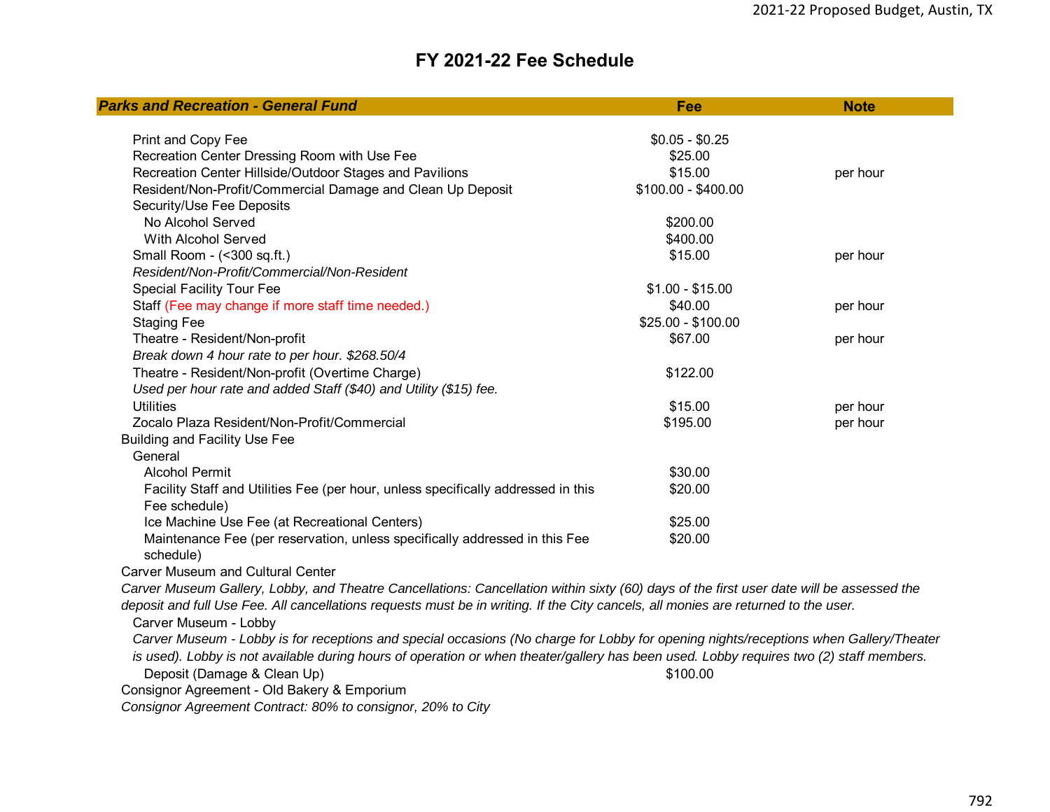# FY 2021-22 Fee Schedule

| ***Parks and Recreation - General Fund*** | **Fee** | **Note** |
|---|---|---|
| Print and Copy Fee | \$0.05 - \$0.25 | |
| Recreation Center Dressing Room with Use Fee | \$25.00 | |
| Recreation Center Hillside/Outdoor Stages and Pavilions | \$15.00 | per hour |
| Resident/Non-Profit/Commercial Damage and Clean Up Deposit | \$100.00 - \$400.00 | |
| Security/Use Fee Deposits | | |
| No Alcohol Served | \$200.00 | |
| With Alcohol Served | \$400.00 | |
| Small Room - (<300 sq.ft.) | \$15.00 | per hour |
| *Resident/Non-Profit/Commercial/Non-Resident* | | |
| Special Facility Tour Fee | \$1.00 - \$15.00 | |
| Staff (Fee may change if more staff time needed.) | \$40.00 | per hour |
| Staging Fee | \$25.00 - \$100.00 | |
| Theatre - Resident/Non-profit | \$67.00 | per hour |
| *Break down 4 hour rate to per hour. \$268.50/4* | | |
| Theatre - Resident/Non-profit (Overtime Charge) | \$122.00 | |
| *Used per hour rate and added Staff (\$40) and Utility (\$15) fee.* | | |
| Utilities | \$15.00 | per hour |
| Zocalo Plaza Resident/Non-Profit/Commercial | \$195.00 | per hour |
| Building and Facility Use Fee | | |
| General | | |
| Alcohol Permit | \$30.00 | |
| Facility Staff and Utilities Fee (per hour, unless specifically addressed in this Fee schedule) | \$20.00 | |
| Ice Machine Use Fee (at Recreational Centers) | \$25.00 | |
| Maintenance Fee (per reservation, unless specifically addressed in this Fee schedule) | \$20.00 | |
| Carver Museum and Cultural Center | | |
| *Carver Museum Gallery, Lobby, and Theatre Cancellations: Cancellation within sixty (60) days of the first user date will be assessed the deposit and full Use Fee. All cancellations requests must be in writing. If the City cancels, all monies are returned to the user.* | | |
| Carver Museum - Lobby | | |
| *Carver Museum - Lobby is for receptions and special occasions (No charge for Lobby for opening nights/receptions when Gallery/Theater is used). Lobby is not available during hours of operation or when theater/gallery has been used. Lobby requires two (2) staff members.* | | |
| Deposit (Damage & Clean Up) | \$100.00 | |
| Consignor Agreement - Old Bakery & Emporium | | |
| *Consignor Agreement Contract: 80% to consignor, 20% to City* | | |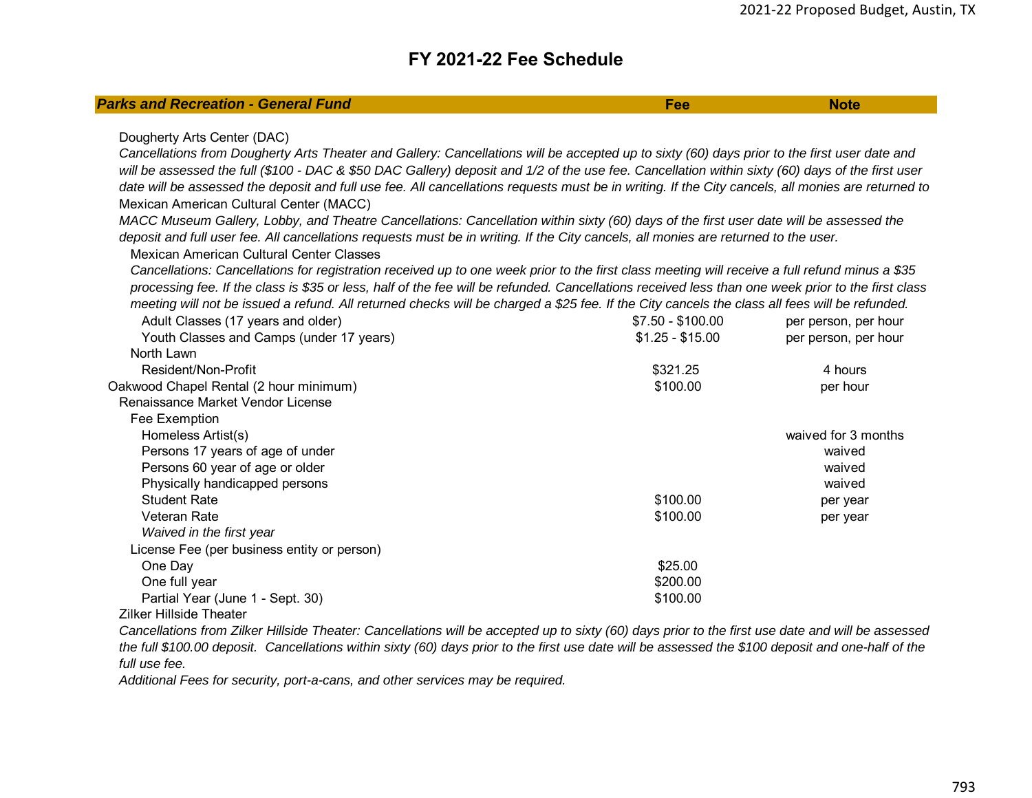# FY 2021-22 Fee Schedule

| Parks and Recreation - General Fund | Fee | Note |
|---|---|---|
| Dougherty Arts Center (DAC) | | |
| *Cancellations from Dougherty Arts Theater and Gallery: Cancellations will be accepted up to sixty (60) days prior to the first user date and will be assessed the full ($100 - DAC & $50 DAC Gallery) deposit and 1/2 of the use fee. Cancellation within sixty (60) days of the first user date will be assessed the deposit and full use fee. All cancellations requests must be in writing. If the City cancels, all monies are returned to* | | |
| Mexican American Cultural Center (MACC) | | |
| *MACC Museum Gallery, Lobby, and Theatre Cancellations: Cancellation within sixty (60) days of the first user date will be assessed the deposit and full user fee. All cancellations requests must be in writing. If the City cancels, all monies are returned to the user.* | | |
| Mexican American Cultural Center Classes | | |
| *Cancellations: Cancellations for registration received up to one week prior to the first class meeting will receive a full refund minus a $35 processing fee. If the class is $35 or less, half of the fee will be refunded. Cancellations received less than one week prior to the first class meeting will not be issued a refund. All returned checks will be charged a $25 fee. If the City cancels the class all fees will be refunded.* | | |
| Adult Classes (17 years and older) | $7.50 - $100.00 | per person, per hour |
| Youth Classes and Camps (under 17 years) | $1.25 - $15.00 | per person, per hour |
| North Lawn | | |
| Resident/Non-Profit | $321.25 | 4 hours |
| Oakwood Chapel Rental (2 hour minimum) | $100.00 | per hour |
| Renaissance Market Vendor License | | |
| Fee Exemption | | |
| Homeless Artist(s) | | waived for 3 months |
| Persons 17 years of age of under | | waived |
| Persons 60 year of age or older | | waived |
| Physically handicapped persons | | waived |
| Student Rate | $100.00 | per year |
| Veteran Rate | $100.00 | per year |
| *Waived in the first year* | | |
| License Fee (per business entity or person) | | |
| One Day | $25.00 | |
| One full year | $200.00 | |
| Partial Year (June 1 - Sept. 30) | $100.00 | |
| Zilker Hillside Theater | | |
| *Cancellations from Zilker Hillside Theater: Cancellations will be accepted up to sixty (60) days prior to the first use date and will be assessed the full $100.00 deposit. Cancellations within sixty (60) days prior to the first use date will be assessed the $100 deposit and one-half of the full use fee.* | | |
| *Additional Fees for security, port-a-cans, and other services may be required.* | | |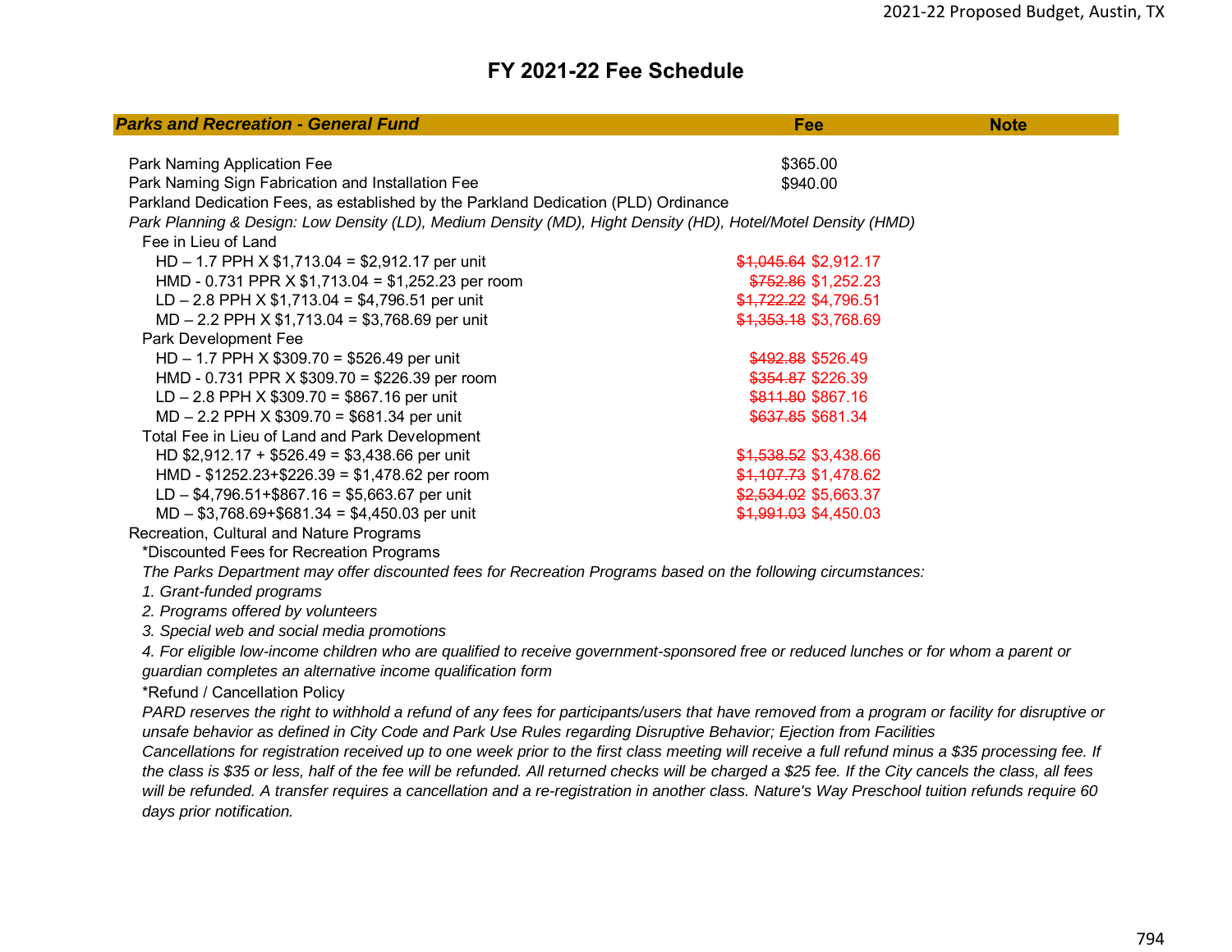## FY 2021-22 Fee Schedule

| *Parks and Recreation - General Fund* | Fee | Note |
|---|---|---|
| Park Naming Application Fee | $365.00 | |
| Park Naming Sign Fabrication and Installation Fee | $940.00 | |
| Parkland Dedication Fees, as established by the Parkland Dedication (PLD) Ordinance | | |
| *Park Planning & Design: Low Density (LD), Medium Density (MD), Hight Density (HD), Hotel/Motel Density (HMD)* | | |
| Fee in Lieu of Land | | |
| HD – 1.7 PPH X $1,713.04 = $2,912.17 per unit | ~~$1,045.64~~ $2,912.17 | |
| HMD - 0.731 PPR X $1,713.04 = $1,252.23 per room | ~~$752.86~~ $1,252.23 | |
| LD – 2.8 PPH X $1,713.04 = $4,796.51 per unit | ~~$1,722.22~~ $4,796.51 | |
| MD – 2.2 PPH X $1,713.04 = $3,768.69 per unit | ~~$1,353.18~~ $3,768.69 | |
| Park Development Fee | | |
| HD – 1.7 PPH X $309.70 = $526.49 per unit | ~~$492.88~~ $526.49 | |
| HMD - 0.731 PPR X $309.70 = $226.39 per room | ~~$354.87~~ $226.39 | |
| LD – 2.8 PPH X $309.70 = $867.16 per unit | ~~$811.80~~ $867.16 | |
| MD – 2.2 PPH X $309.70 = $681.34 per unit | ~~$637.85~~ $681.34 | |
| Total Fee in Lieu of Land and Park Development | | |
| HD $2,912.17 + $526.49 = $3,438.66 per unit | ~~$1,538.52~~ $3,438.66 | |
| HMD - $1252.23+$226.39 = $1,478.62 per room | ~~$1,107.73~~ $1,478.62 | |
| LD – $4,796.51+$867.16 = $5,663.67 per unit | ~~$2,534.02~~ $5,663.37 | |
| MD – $3,768.69+$681.34 = $4,450.03 per unit | ~~$1,991.03~~ $4,450.03 | |

Recreation, Cultural and Nature Programs

*Discounted Fees for Recreation Programs

*The Parks Department may offer discounted fees for Recreation Programs based on the following circumstances:*

*1. Grant-funded programs*

*2. Programs offered by volunteers*

*3. Special web and social media promotions*

*4. For eligible low-income children who are qualified to receive government-sponsored free or reduced lunches or for whom a parent or guardian completes an alternative income qualification form*

*Refund / Cancellation Policy

*PARD reserves the right to withhold a refund of any fees for participants/users that have removed from a program or facility for disruptive or unsafe behavior as defined in City Code and Park Use Rules regarding Disruptive Behavior; Ejection from Facilities*

*Cancellations for registration received up to one week prior to the first class meeting will receive a full refund minus a $35 processing fee. If the class is $35 or less, half of the fee will be refunded. All returned checks will be charged a $25 fee. If the City cancels the class, all fees will be refunded. A transfer requires a cancellation and a re-registration in another class. Nature's Way Preschool tuition refunds require 60 days prior notification.*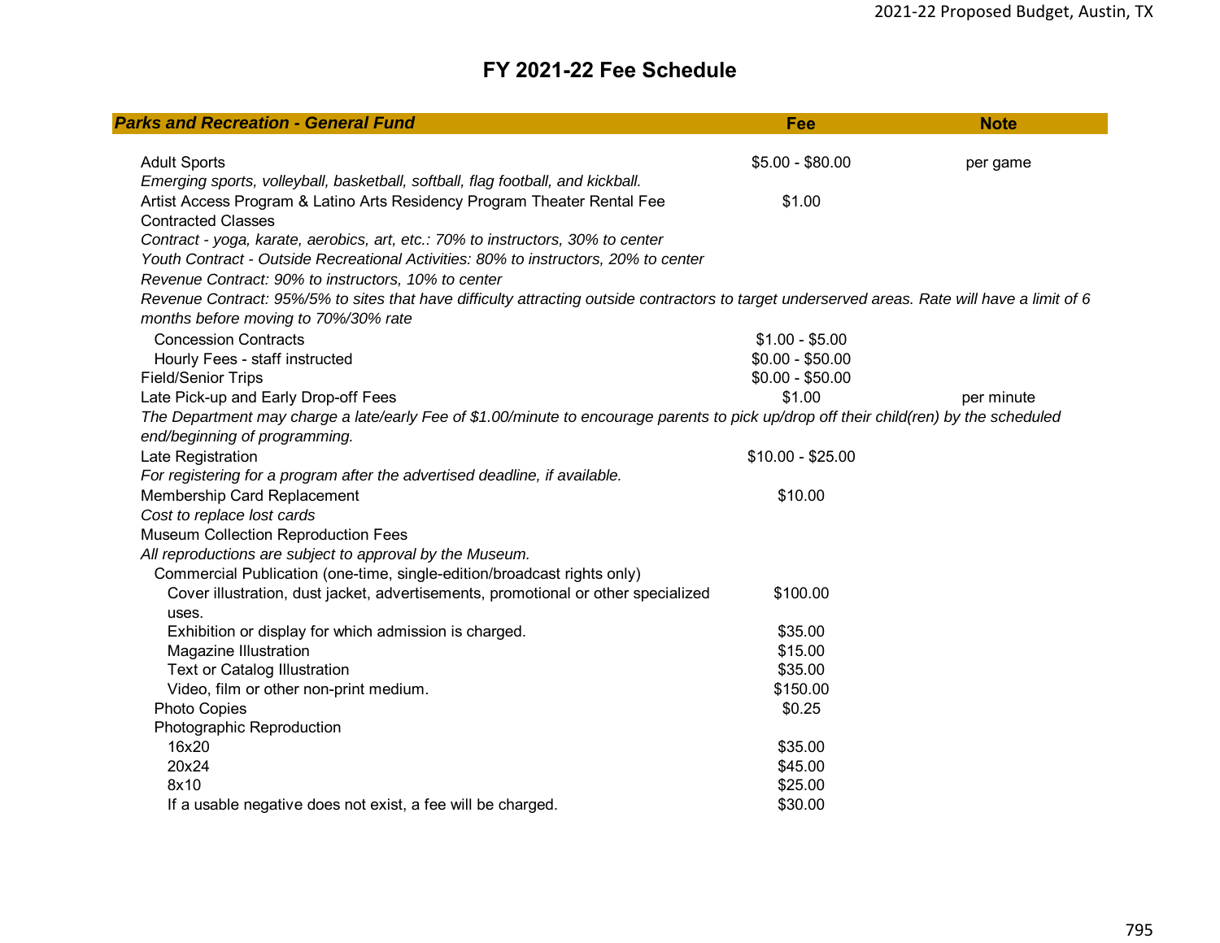# FY 2021-22 Fee Schedule

| Parks and Recreation - General Fund | Fee | Note |
|---|---|---|
| Adult Sports | \$5.00 - \$80.00 | per game |
| *Emerging sports, volleyball, basketball, softball, flag football, and kickball.* | | |
| Artist Access Program & Latino Arts Residency Program Theater Rental Fee | \$1.00 | |
| Contracted Classes | | |
| *Contract - yoga, karate, aerobics, art, etc.: 70% to instructors, 30% to center* | | |
| *Youth Contract - Outside Recreational Activities: 80% to instructors, 20% to center* | | |
| *Revenue Contract: 90% to instructors, 10% to center* | | |
| *Revenue Contract: 95%/5% to sites that have difficulty attracting outside contractors to target underserved areas. Rate will have a limit of 6 months before moving to 70%/30% rate* | | |
| Concession Contracts | \$1.00 - \$5.00 | |
| Hourly Fees - staff instructed | \$0.00 - \$50.00 | |
| Field/Senior Trips | \$0.00 - \$50.00 | |
| Late Pick-up and Early Drop-off Fees | \$1.00 | per minute |
| *The Department may charge a late/early Fee of \$1.00/minute to encourage parents to pick up/drop off their child(ren) by the scheduled end/beginning of programming.* | | |
| Late Registration | \$10.00 - \$25.00 | |
| *For registering for a program after the advertised deadline, if available.* | | |
| Membership Card Replacement | \$10.00 | |
| *Cost to replace lost cards* | | |
| Museum Collection Reproduction Fees | | |
| *All reproductions are subject to approval by the Museum.* | | |
| Commercial Publication (one-time, single-edition/broadcast rights only) | | |
| Cover illustration, dust jacket, advertisements, promotional or other specialized uses. | \$100.00 | |
| Exhibition or display for which admission is charged. | \$35.00 | |
| Magazine Illustration | \$15.00 | |
| Text or Catalog Illustration | \$35.00 | |
| Video, film or other non-print medium. | \$150.00 | |
| Photo Copies | \$0.25 | |
| Photographic Reproduction | | |
| 16x20 | \$35.00 | |
| 20x24 | \$45.00 | |
| 8x10 | \$25.00 | |
| If a usable negative does not exist, a fee will be charged. | \$30.00 | |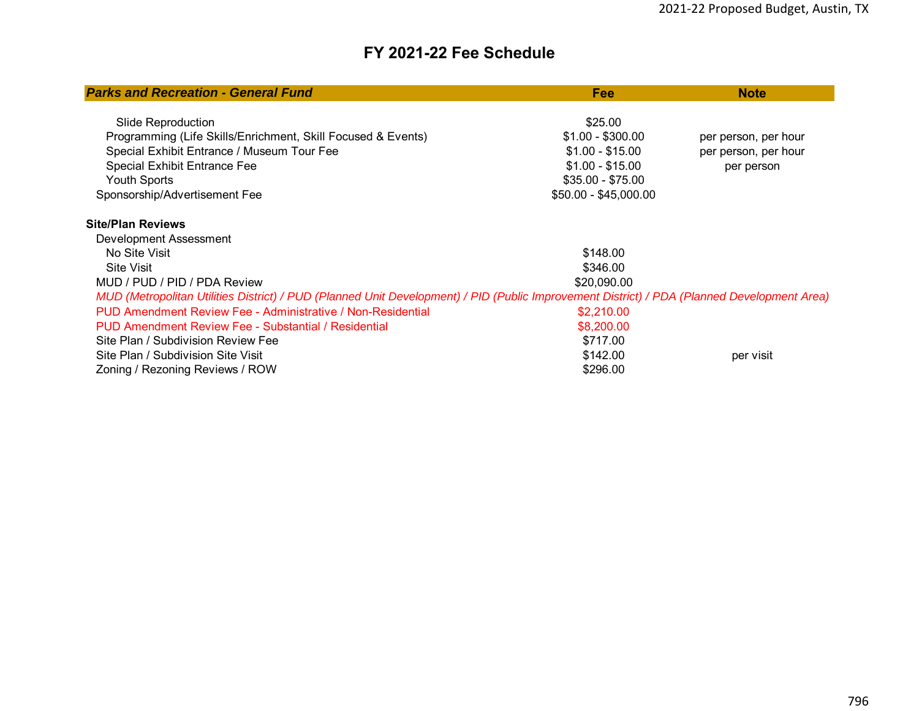## FY 2021-22 Fee Schedule

| Parks and Recreation - General Fund | Fee | Note |
|---|---|---|
| Slide Reproduction | $25.00 | |
| Programming (Life Skills/Enrichment, Skill Focused & Events) | $1.00 - $300.00 | per person, per hour |
| Special Exhibit Entrance / Museum Tour Fee | $1.00 - $15.00 | per person, per hour |
| Special Exhibit Entrance Fee | $1.00 - $15.00 | per person |
| Youth Sports | $35.00 - $75.00 | |
| Sponsorship/Advertisement Fee | $50.00 - $45,000.00 | |
| **Site/Plan Reviews** | | |
| Development Assessment | | |
| No Site Visit | $148.00 | |
| Site Visit | $346.00 | |
| MUD / PUD / PID / PDA Review | $20,090.00 | |
| *MUD (Metropolitan Utilities District) / PUD (Planned Unit Development) / PID (Public Improvement District) / PDA (Planned Development Area)* | | |
| PUD Amendment Review Fee - Administrative / Non-Residential | $2,210.00 | |
| PUD Amendment Review Fee - Substantial / Residential | $8,200.00 | |
| Site Plan / Subdivision Review Fee | $717.00 | |
| Site Plan / Subdivision Site Visit | $142.00 | per visit |
| Zoning / Rezoning Reviews / ROW | $296.00 | |